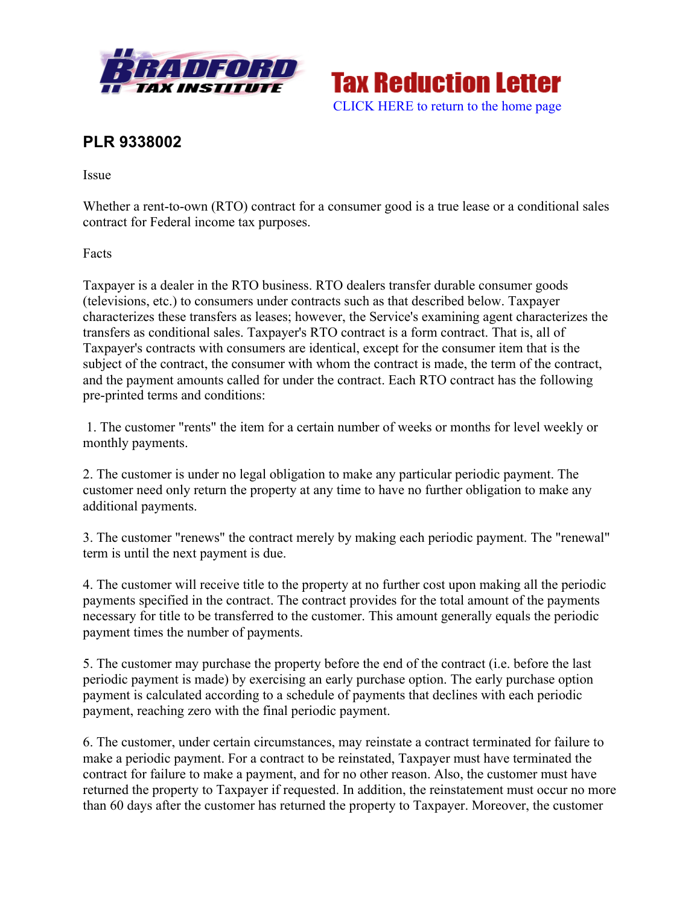## PLR 9338002

Issue

Whether a rent-to-own (RTO) contract for a consumer good is a true lease or a conditional sales contract for Federal income tax purposes.

Facts

Taxpayer is a dealer in the RTO business. RTO dealers transfer durable consumer goods (televisions, etc.) to consumers under contracts such as that described below. Taxpayer characterizes these transfers as leases; however, the Service's examining agent characterizes the transfers as conditional sales. Taxpayer's RTO contract is a form contract. That is, all of Taxpayer's contracts with consumers are identical, except for the consumer item that is the subject of the contract, the consumer with whom the contract is made, the term of the contract, and the payment amounts called for under the contract. Each RTO contract has the following pre-printed terms and conditions:

1. The customer "rents" the item for a certain number of weeks or months for level weekly or monthly payments.

2. The customer is under no legal obligation to make any particular periodic payment. The customer need only return the property at any time to have no further obligation to make any additional payments.

3. The customer "renews" the contract merely by making each periodic payment. The "renewal" term is until the next payment is due.

4. The customer will receive title to the property at no further cost upon making all the periodic payments specified in the contract. The contract provides for the total amount of the payments necessary for title to be transferred to the customer. This amount generally equals the periodic payment times the number of payments.

5. The customer may purchase the property before the end of the contract (i.e. before the last periodic payment is made) by exercising an early purchase option. The early purchase option payment is calculated according to a schedule of payments that declines with each periodic payment, reaching zero with the final periodic payment.

6. The customer, under certain circumstances, may reinstate a contract terminated for failure to make a periodic payment. For a contract to be reinstated, Taxpayer must have terminated the contract for failure to make a payment, and for no other reason. Also, the customer must have returned the property to Taxpayer if requested. In addition, the reinstatement must occur no more than 60 days after the customer has returned the property to Taxpayer. Moreover, the customer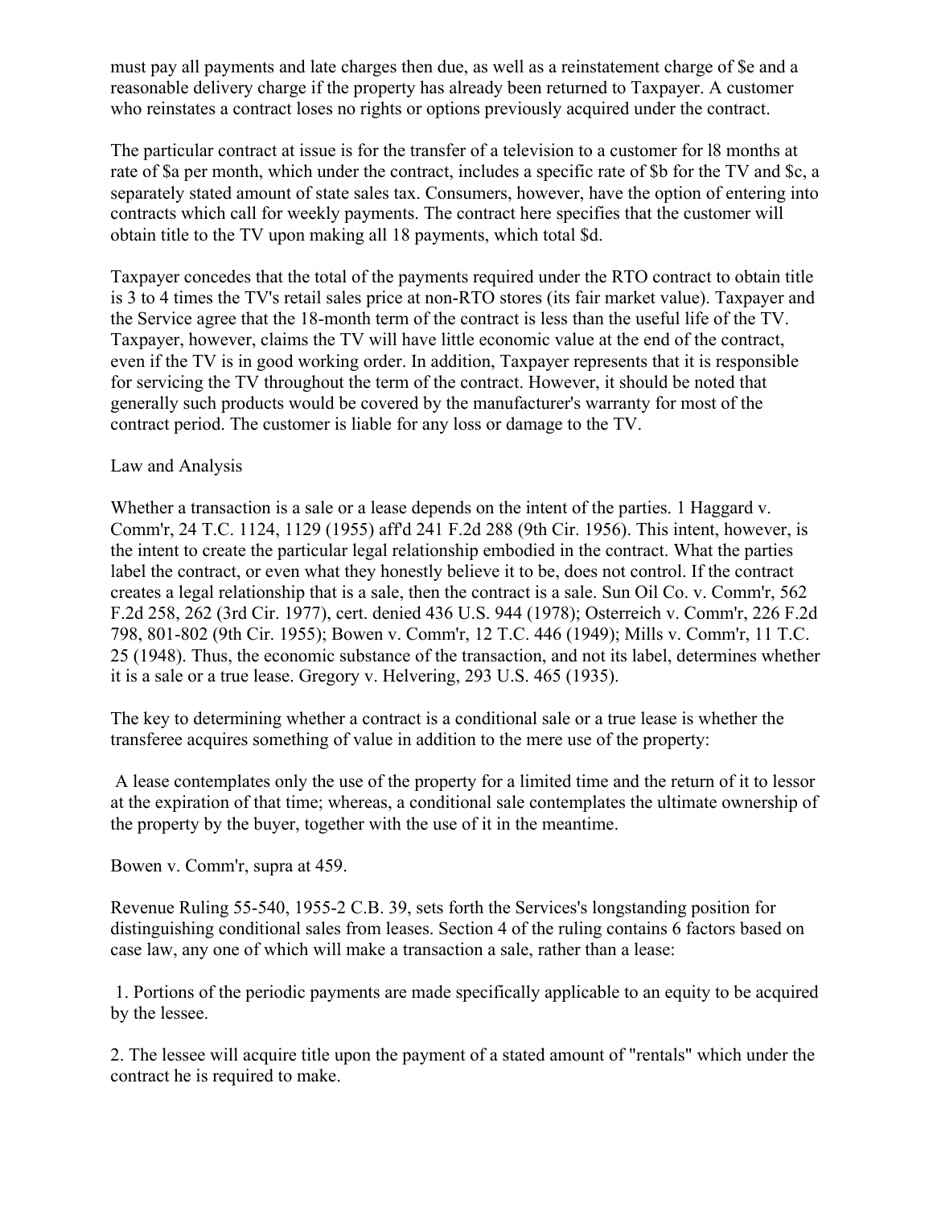must pay all payments and late charges then due, as well as a reinstatement charge of $e and a reasonable delivery charge if the property has already been returned to Taxpayer. A customer who reinstates a contract loses no rights or options previously acquired under the contract.

The particular contract at issue is for the transfer of a television to a customer for l8 months at rate of $a per month, which under the contract, includes a specific rate of $b for the TV and $c, a separately stated amount of state sales tax. Consumers, however, have the option of entering into contracts which call for weekly payments. The contract here specifies that the customer will obtain title to the TV upon making all 18 payments, which total $d.

Taxpayer concedes that the total of the payments required under the RTO contract to obtain title is 3 to 4 times the TV's retail sales price at non-RTO stores (its fair market value). Taxpayer and the Service agree that the 18-month term of the contract is less than the useful life of the TV. Taxpayer, however, claims the TV will have little economic value at the end of the contract, even if the TV is in good working order. In addition, Taxpayer represents that it is responsible for servicing the TV throughout the term of the contract. However, it should be noted that generally such products would be covered by the manufacturer's warranty for most of the contract period. The customer is liable for any loss or damage to the TV.

Law and Analysis

Whether a transaction is a sale or a lease depends on the intent of the parties. 1 Haggard v. Comm'r, 24 T.C. 1124, 1129 (1955) aff'd 241 F.2d 288 (9th Cir. 1956). This intent, however, is the intent to create the particular legal relationship embodied in the contract. What the parties label the contract, or even what they honestly believe it to be, does not control. If the contract creates a legal relationship that is a sale, then the contract is a sale. Sun Oil Co. v. Comm'r, 562 F.2d 258, 262 (3rd Cir. 1977), cert. denied 436 U.S. 944 (1978); Osterreich v. Comm'r, 226 F.2d 798, 801-802 (9th Cir. 1955); Bowen v. Comm'r, 12 T.C. 446 (1949); Mills v. Comm'r, 11 T.C. 25 (1948). Thus, the economic substance of the transaction, and not its label, determines whether it is a sale or a true lease. Gregory v. Helvering, 293 U.S. 465 (1935).

The key to determining whether a contract is a conditional sale or a true lease is whether the transferee acquires something of value in addition to the mere use of the property:

> A lease contemplates only the use of the property for a limited time and the return of it to lessor at the expiration of that time; whereas, a conditional sale contemplates the ultimate ownership of the property by the buyer, together with the use of it in the meantime.

Bowen v. Comm'r, supra at 459.

Revenue Ruling 55-540, 1955-2 C.B. 39, sets forth the Services's longstanding position for distinguishing conditional sales from leases. Section 4 of the ruling contains 6 factors based on case law, any one of which will make a transaction a sale, rather than a lease:

1. Portions of the periodic payments are made specifically applicable to an equity to be acquired by the lessee.

2. The lessee will acquire title upon the payment of a stated amount of "rentals" which under the contract he is required to make.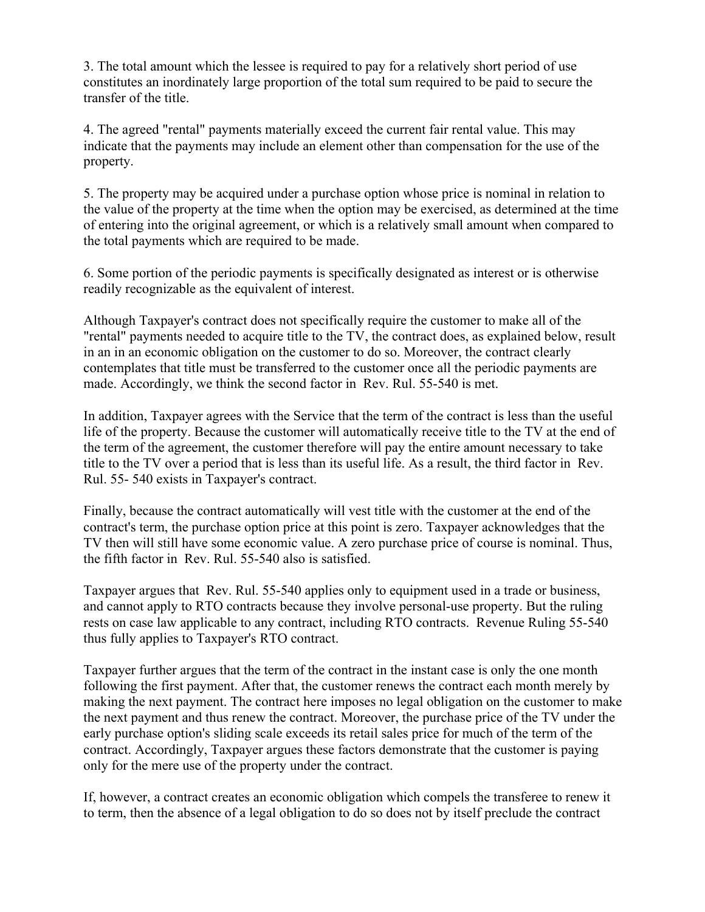3. The total amount which the lessee is required to pay for a relatively short period of use constitutes an inordinately large proportion of the total sum required to be paid to secure the transfer of the title.

4. The agreed "rental" payments materially exceed the current fair rental value. This may indicate that the payments may include an element other than compensation for the use of the property.

5. The property may be acquired under a purchase option whose price is nominal in relation to the value of the property at the time when the option may be exercised, as determined at the time of entering into the original agreement, or which is a relatively small amount when compared to the total payments which are required to be made.

6. Some portion of the periodic payments is specifically designated as interest or is otherwise readily recognizable as the equivalent of interest.

Although Taxpayer's contract does not specifically require the customer to make all of the "rental" payments needed to acquire title to the TV, the contract does, as explained below, result in an in an economic obligation on the customer to do so. Moreover, the contract clearly contemplates that title must be transferred to the customer once all the periodic payments are made. Accordingly, we think the second factor in Rev. Rul. 55-540 is met.

In addition, Taxpayer agrees with the Service that the term of the contract is less than the useful life of the property. Because the customer will automatically receive title to the TV at the end of the term of the agreement, the customer therefore will pay the entire amount necessary to take title to the TV over a period that is less than its useful life. As a result, the third factor in Rev. Rul. 55- 540 exists in Taxpayer's contract.

Finally, because the contract automatically will vest title with the customer at the end of the contract's term, the purchase option price at this point is zero. Taxpayer acknowledges that the TV then will still have some economic value. A zero purchase price of course is nominal. Thus, the fifth factor in Rev. Rul. 55-540 also is satisfied.

Taxpayer argues that Rev. Rul. 55-540 applies only to equipment used in a trade or business, and cannot apply to RTO contracts because they involve personal-use property. But the ruling rests on case law applicable to any contract, including RTO contracts. Revenue Ruling 55-540 thus fully applies to Taxpayer's RTO contract.

Taxpayer further argues that the term of the contract in the instant case is only the one month following the first payment. After that, the customer renews the contract each month merely by making the next payment. The contract here imposes no legal obligation on the customer to make the next payment and thus renew the contract. Moreover, the purchase price of the TV under the early purchase option's sliding scale exceeds its retail sales price for much of the term of the contract. Accordingly, Taxpayer argues these factors demonstrate that the customer is paying only for the mere use of the property under the contract.

If, however, a contract creates an economic obligation which compels the transferee to renew it to term, then the absence of a legal obligation to do so does not by itself preclude the contract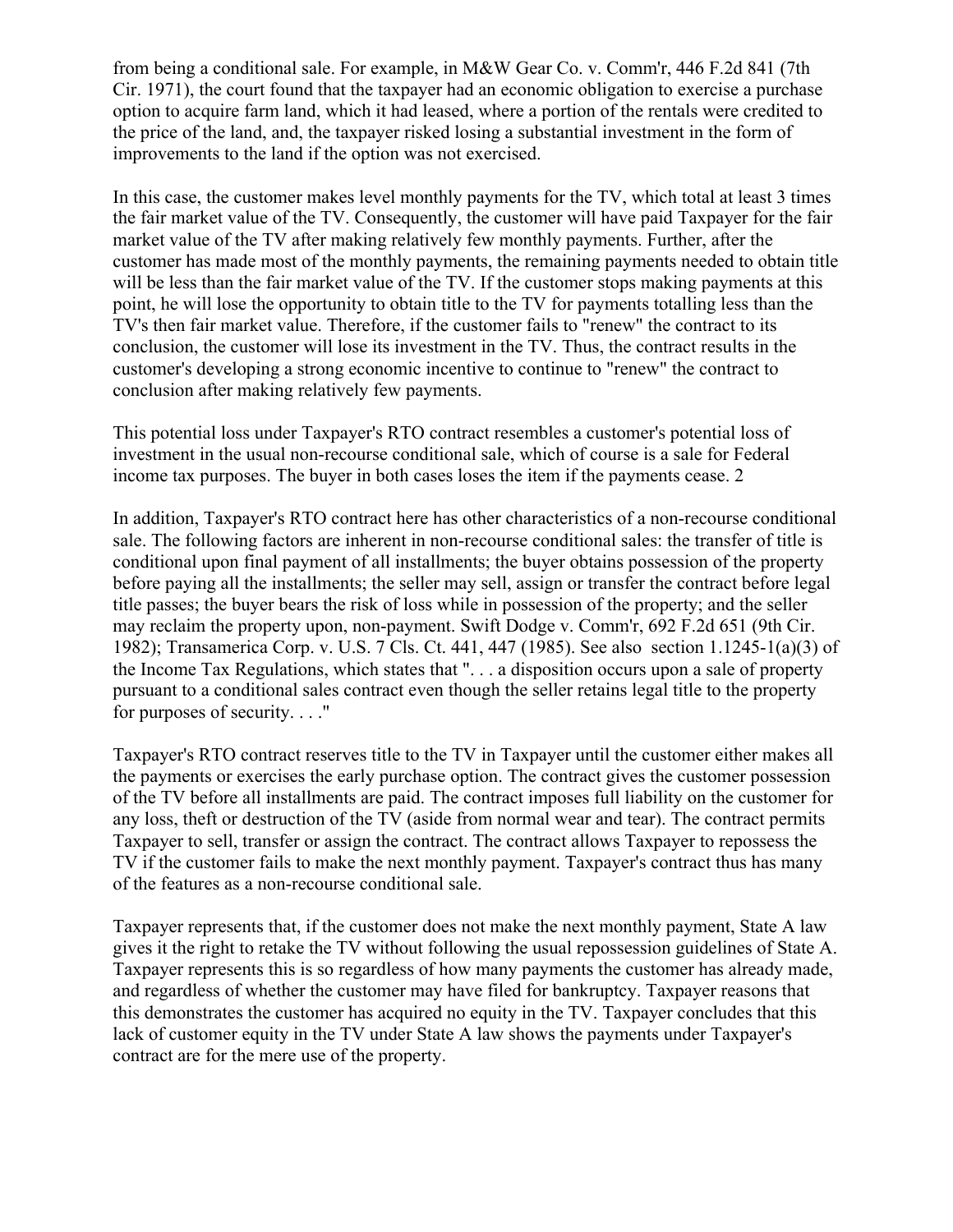from being a conditional sale. For example, in M&W Gear Co. v. Comm'r, 446 F.2d 841 (7th Cir. 1971), the court found that the taxpayer had an economic obligation to exercise a purchase option to acquire farm land, which it had leased, where a portion of the rentals were credited to the price of the land, and, the taxpayer risked losing a substantial investment in the form of improvements to the land if the option was not exercised.

In this case, the customer makes level monthly payments for the TV, which total at least 3 times the fair market value of the TV. Consequently, the customer will have paid Taxpayer for the fair market value of the TV after making relatively few monthly payments. Further, after the customer has made most of the monthly payments, the remaining payments needed to obtain title will be less than the fair market value of the TV. If the customer stops making payments at this point, he will lose the opportunity to obtain title to the TV for payments totalling less than the TV's then fair market value. Therefore, if the customer fails to "renew" the contract to its conclusion, the customer will lose its investment in the TV. Thus, the contract results in the customer's developing a strong economic incentive to continue to "renew" the contract to conclusion after making relatively few payments.

This potential loss under Taxpayer's RTO contract resembles a customer's potential loss of investment in the usual non-recourse conditional sale, which of course is a sale for Federal income tax purposes. The buyer in both cases loses the item if the payments cease. 2

In addition, Taxpayer's RTO contract here has other characteristics of a non-recourse conditional sale. The following factors are inherent in non-recourse conditional sales: the transfer of title is conditional upon final payment of all installments; the buyer obtains possession of the property before paying all the installments; the seller may sell, assign or transfer the contract before legal title passes; the buyer bears the risk of loss while in possession of the property; and the seller may reclaim the property upon, non-payment. Swift Dodge v. Comm'r, 692 F.2d 651 (9th Cir. 1982); Transamerica Corp. v. U.S. 7 Cls. Ct. 441, 447 (1985). See also section 1.1245-1(a)(3) of the Income Tax Regulations, which states that ". . . a disposition occurs upon a sale of property pursuant to a conditional sales contract even though the seller retains legal title to the property for purposes of security. . . ."

Taxpayer's RTO contract reserves title to the TV in Taxpayer until the customer either makes all the payments or exercises the early purchase option. The contract gives the customer possession of the TV before all installments are paid. The contract imposes full liability on the customer for any loss, theft or destruction of the TV (aside from normal wear and tear). The contract permits Taxpayer to sell, transfer or assign the contract. The contract allows Taxpayer to repossess the TV if the customer fails to make the next monthly payment. Taxpayer's contract thus has many of the features as a non-recourse conditional sale.

Taxpayer represents that, if the customer does not make the next monthly payment, State A law gives it the right to retake the TV without following the usual repossession guidelines of State A. Taxpayer represents this is so regardless of how many payments the customer has already made, and regardless of whether the customer may have filed for bankruptcy. Taxpayer reasons that this demonstrates the customer has acquired no equity in the TV. Taxpayer concludes that this lack of customer equity in the TV under State A law shows the payments under Taxpayer's contract are for the mere use of the property.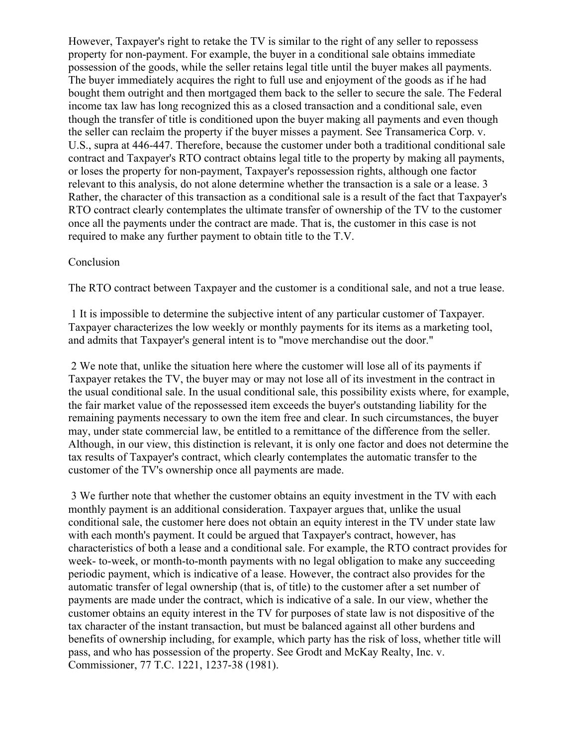However, Taxpayer's right to retake the TV is similar to the right of any seller to repossess property for non-payment. For example, the buyer in a conditional sale obtains immediate possession of the goods, while the seller retains legal title until the buyer makes all payments. The buyer immediately acquires the right to full use and enjoyment of the goods as if he had bought them outright and then mortgaged them back to the seller to secure the sale. The Federal income tax law has long recognized this as a closed transaction and a conditional sale, even though the transfer of title is conditioned upon the buyer making all payments and even though the seller can reclaim the property if the buyer misses a payment. See Transamerica Corp. v. U.S., supra at 446-447. Therefore, because the customer under both a traditional conditional sale contract and Taxpayer's RTO contract obtains legal title to the property by making all payments, or loses the property for non-payment, Taxpayer's repossession rights, although one factor relevant to this analysis, do not alone determine whether the transaction is a sale or a lease. 3 Rather, the character of this transaction as a conditional sale is a result of the fact that Taxpayer's RTO contract clearly contemplates the ultimate transfer of ownership of the TV to the customer once all the payments under the contract are made. That is, the customer in this case is not required to make any further payment to obtain title to the T.V.

Conclusion

The RTO contract between Taxpayer and the customer is a conditional sale, and not a true lease.

1 It is impossible to determine the subjective intent of any particular customer of Taxpayer. Taxpayer characterizes the low weekly or monthly payments for its items as a marketing tool, and admits that Taxpayer's general intent is to "move merchandise out the door."

2 We note that, unlike the situation here where the customer will lose all of its payments if Taxpayer retakes the TV, the buyer may or may not lose all of its investment in the contract in the usual conditional sale. In the usual conditional sale, this possibility exists where, for example, the fair market value of the repossessed item exceeds the buyer's outstanding liability for the remaining payments necessary to own the item free and clear. In such circumstances, the buyer may, under state commercial law, be entitled to a remittance of the difference from the seller. Although, in our view, this distinction is relevant, it is only one factor and does not determine the tax results of Taxpayer's contract, which clearly contemplates the automatic transfer to the customer of the TV's ownership once all payments are made.

3 We further note that whether the customer obtains an equity investment in the TV with each monthly payment is an additional consideration. Taxpayer argues that, unlike the usual conditional sale, the customer here does not obtain an equity interest in the TV under state law with each month's payment. It could be argued that Taxpayer's contract, however, has characteristics of both a lease and a conditional sale. For example, the RTO contract provides for week- to-week, or month-to-month payments with no legal obligation to make any succeeding periodic payment, which is indicative of a lease. However, the contract also provides for the automatic transfer of legal ownership (that is, of title) to the customer after a set number of payments are made under the contract, which is indicative of a sale. In our view, whether the customer obtains an equity interest in the TV for purposes of state law is not dispositive of the tax character of the instant transaction, but must be balanced against all other burdens and benefits of ownership including, for example, which party has the risk of loss, whether title will pass, and who has possession of the property. See Grodt and McKay Realty, Inc. v. Commissioner, 77 T.C. 1221, 1237-38 (1981).